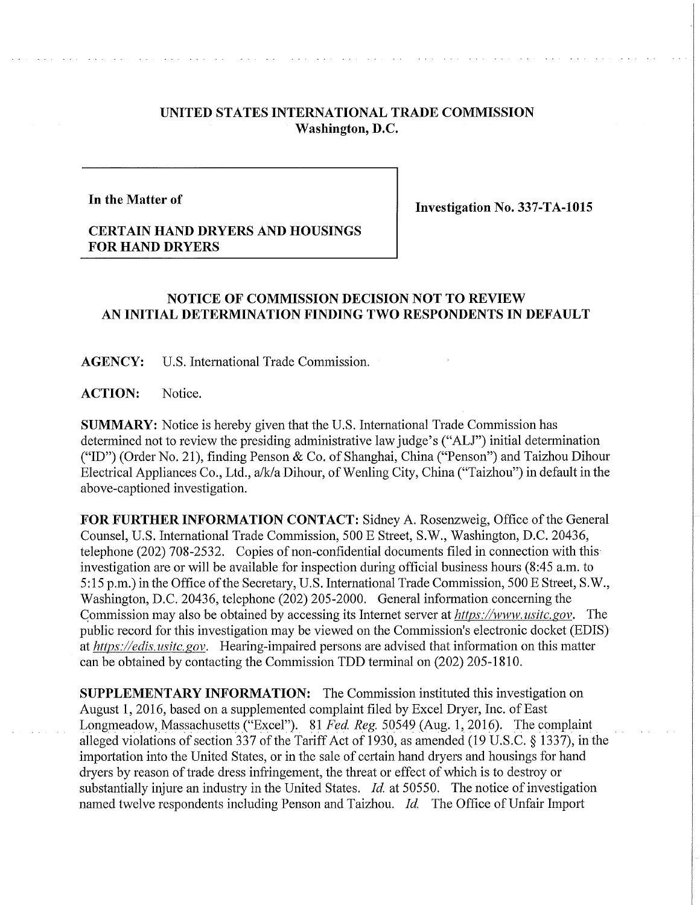**UNITED STATES INTERNATIONAL TRADE COMMISSION**
**Washington, D.C.**

| In the Matter of | Investigation No. 337-TA-1015 |
|---|---|
| **CERTAIN HAND DRYERS AND HOUSINGS FOR HAND DRYERS** | |

## NOTICE OF COMMISSION DECISION NOT TO REVIEW AN INITIAL DETERMINATION FINDING TWO RESPONDENTS IN DEFAULT

**AGENCY:** U.S. International Trade Commission.

**ACTION:** Notice.

**SUMMARY:** Notice is hereby given that the U.S. International Trade Commission has determined not to review the presiding administrative law judge's ("ALJ") initial determination ("ID") (Order No. 21), finding Penson & Co. of Shanghai, China ("Penson") and Taizhou Dihour Electrical Appliances Co., Ltd., a/k/a Dihour, of Wenling City, China ("Taizhou") in default in the above-captioned investigation.

**FOR FURTHER INFORMATION CONTACT:** Sidney A. Rosenzweig, Office of the General Counsel, U.S. International Trade Commission, 500 E Street, S.W., Washington, D.C. 20436, telephone (202) 708-2532. Copies of non-confidential documents filed in connection with this investigation are or will be available for inspection during official business hours (8:45 a.m. to 5:15 p.m.) in the Office of the Secretary, U.S. International Trade Commission, 500 E Street, S.W., Washington, D.C. 20436, telephone (202) 205-2000. General information concerning the Commission may also be obtained by accessing its Internet server at *https://www.usitc.gov*. The public record for this investigation may be viewed on the Commission's electronic docket (EDIS) at *https://edis.usitc.gov*. Hearing-impaired persons are advised that information on this matter can be obtained by contacting the Commission TDD terminal on (202) 205-1810.

**SUPPLEMENTARY INFORMATION:** The Commission instituted this investigation on August 1, 2016, based on a supplemented complaint filed by Excel Dryer, Inc. of East Longmeadow, Massachusetts ("Excel"). 81 *Fed. Reg.* 50549 (Aug. 1, 2016). The complaint alleged violations of section 337 of the Tariff Act of 1930, as amended (19 U.S.C. § 1337), in the importation into the United States, or in the sale of certain hand dryers and housings for hand dryers by reason of trade dress infringement, the threat or effect of which is to destroy or substantially injure an industry in the United States. *Id.* at 50550. The notice of investigation named twelve respondents including Penson and Taizhou. *Id.* The Office of Unfair Import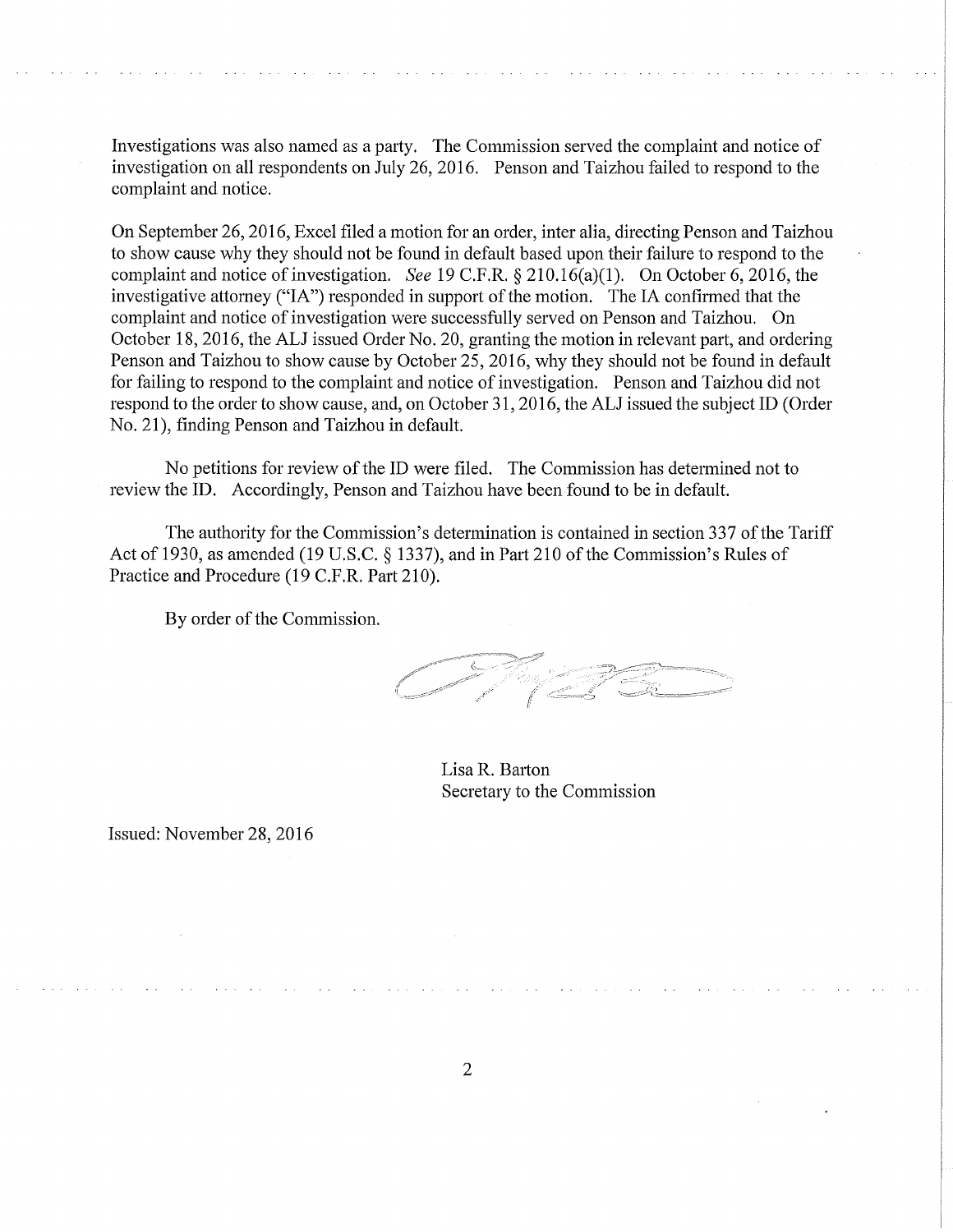Investigations was also named as a party. The Commission served the complaint and notice of investigation on all respondents on July 26, 2016. Penson and Taizhou failed to respond to the complaint and notice.

On September 26, 2016, Excel filed a motion for an order, inter alia, directing Penson and Taizhou to show cause why they should not be found in default based upon their failure to respond to the complaint and notice of investigation. *See* 19 C.F.R. § 210.16(a)(1). On October 6, 2016, the investigative attorney ("IA") responded in support of the motion. The IA confirmed that the complaint and notice of investigation were successfully served on Penson and Taizhou. On October 18, 2016, the ALJ issued Order No. 20, granting the motion in relevant part, and ordering Penson and Taizhou to show cause by October 25, 2016, why they should not be found in default for failing to respond to the complaint and notice of investigation. Penson and Taizhou did not respond to the order to show cause, and, on October 31, 2016, the ALJ issued the subject ID (Order No. 21), finding Penson and Taizhou in default.

No petitions for review of the ID were filed. The Commission has determined not to review the ID. Accordingly, Penson and Taizhou have been found to be in default.

The authority for the Commission's determination is contained in section 337 of the Tariff Act of 1930, as amended (19 U.S.C. § 1337), and in Part 210 of the Commission's Rules of Practice and Procedure (19 C.F.R. Part 210).

By order of the Commission.

Lisa R. Barton
Secretary to the Commission

Issued: November 28, 2016